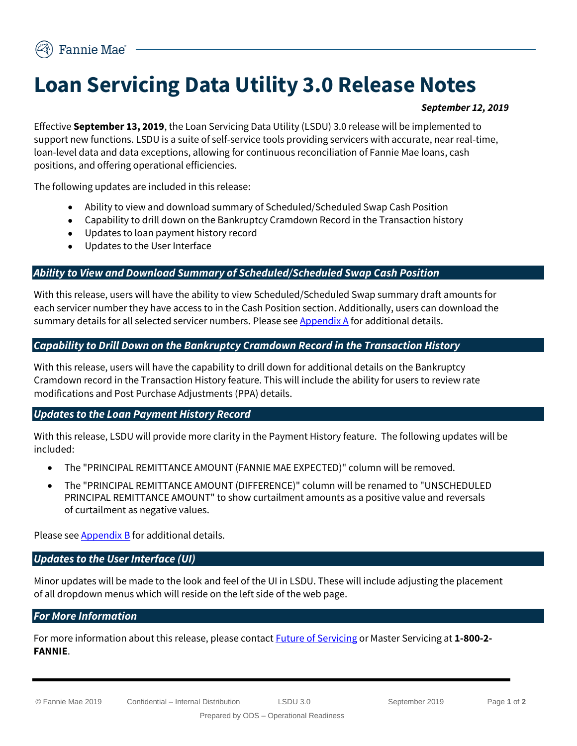# Loan Servicing Data Utility 3.0 Release Notes

***September 12, 2019***

Effective **September 13, 2019**, the Loan Servicing Data Utility (LSDU) 3.0 release will be implemented to support new functions. LSDU is a suite of self-service tools providing servicers with accurate, near real-time, loan-level data and data exceptions, allowing for continuous reconciliation of Fannie Mae loans, cash positions, and offering operational efficiencies.

The following updates are included in this release:

- Ability to view and download summary of Scheduled/Scheduled Swap Cash Position
- Capability to drill down on the Bankruptcy Cramdown Record in the Transaction history
- Updates to loan payment history record
- Updates to the User Interface

## *Ability to View and Download Summary of Scheduled/Scheduled Swap Cash Position*

With this release, users will have the ability to view Scheduled/Scheduled Swap summary draft amounts for each servicer number they have access to in the Cash Position section. Additionally, users can download the summary details for all selected servicer numbers. Please see Appendix A for additional details.

## *Capability to Drill Down on the Bankruptcy Cramdown Record in the Transaction History*

With this release, users will have the capability to drill down for additional details on the Bankruptcy Cramdown record in the Transaction History feature. This will include the ability for users to review rate modifications and Post Purchase Adjustments (PPA) details.

## *Updates to the Loan Payment History Record*

With this release, LSDU will provide more clarity in the Payment History feature. The following updates will be included:

- The "PRINCIPAL REMITTANCE AMOUNT (FANNIE MAE EXPECTED)" column will be removed.
- The "PRINCIPAL REMITTANCE AMOUNT (DIFFERENCE)" column will be renamed to "UNSCHEDULED PRINCIPAL REMITTANCE AMOUNT" to show curtailment amounts as a positive value and reversals of curtailment as negative values.

Please see Appendix B for additional details.

## *Updates to the User Interface (UI)*

Minor updates will be made to the look and feel of the UI in LSDU. These will include adjusting the placement of all dropdown menus which will reside on the left side of the web page.

## *For More Information*

For more information about this release, please contact Future of Servicing or Master Servicing at **1-800-2-FANNIE**.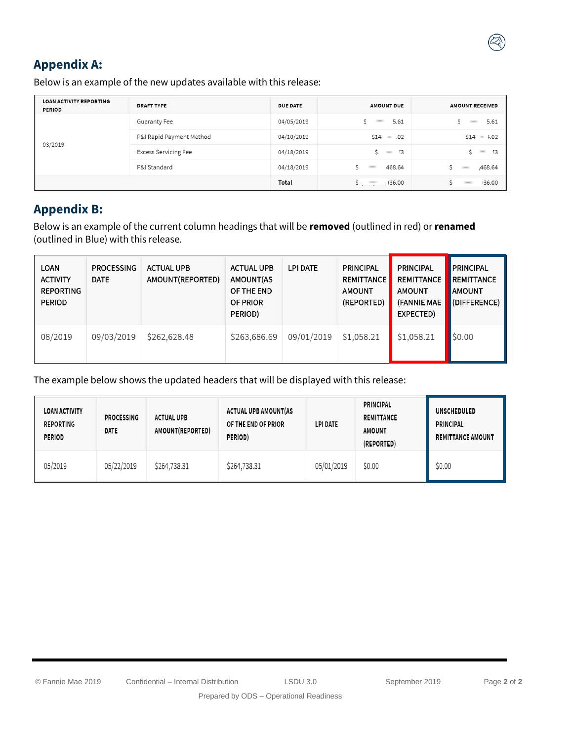## Appendix A:

Below is an example of the new updates available with this release:

| LOAN ACTIVITY REPORTING PERIOD | DRAFT TYPE | DUE DATE | AMOUNT DUE | AMOUNT RECEIVED |
|---|---|---|---|---|
| 03/2019 | Guaranty Fee | 04/05/2019 | $ 5.61 | $ 5.61 |
| | P&I Rapid Payment Method | 04/10/2019 | $14 .02 | $14 .02 |
| | Excess Servicing Fee | 04/18/2019 | $ 73 | $ 73 |
| | P&I Standard | 04/18/2019 | $ 468.64 | $ ,468.64 |
| | | Total | $ ,336.00 | $ 36.00 |

## Appendix B:

Below is an example of the current column headings that will be **removed** (outlined in red) or **renamed** (outlined in Blue) with this release.

| LOAN ACTIVITY REPORTING PERIOD | PROCESSING DATE | ACTUAL UPB AMOUNT(REPORTED) | ACTUAL UPB AMOUNT(AS OF THE END OF PRIOR PERIOD) | LPI DATE | PRINCIPAL REMITTANCE AMOUNT (REPORTED) | PRINCIPAL REMITTANCE AMOUNT (FANNIE MAE EXPECTED) | PRINCIPAL REMITTANCE AMOUNT (DIFFERENCE) |
|---|---|---|---|---|---|---|---|
| 08/2019 | 09/03/2019 | $262,628.48 | $263,686.69 | 09/01/2019 | $1,058.21 | $1,058.21 | $0.00 |

The example below shows the updated headers that will be displayed with this release:

| LOAN ACTIVITY REPORTING PERIOD | PROCESSING DATE | ACTUAL UPB AMOUNT(REPORTED) | ACTUAL UPB AMOUNT(AS OF THE END OF PRIOR PERIOD) | LPI DATE | PRINCIPAL REMITTANCE AMOUNT (REPORTED) | UNSCHEDULED PRINCIPAL REMITTANCE AMOUNT |
|---|---|---|---|---|---|---|
| 05/2019 | 05/22/2019 | $264,738.31 | $264,738.31 | 05/01/2019 | $0.00 | $0.00 |